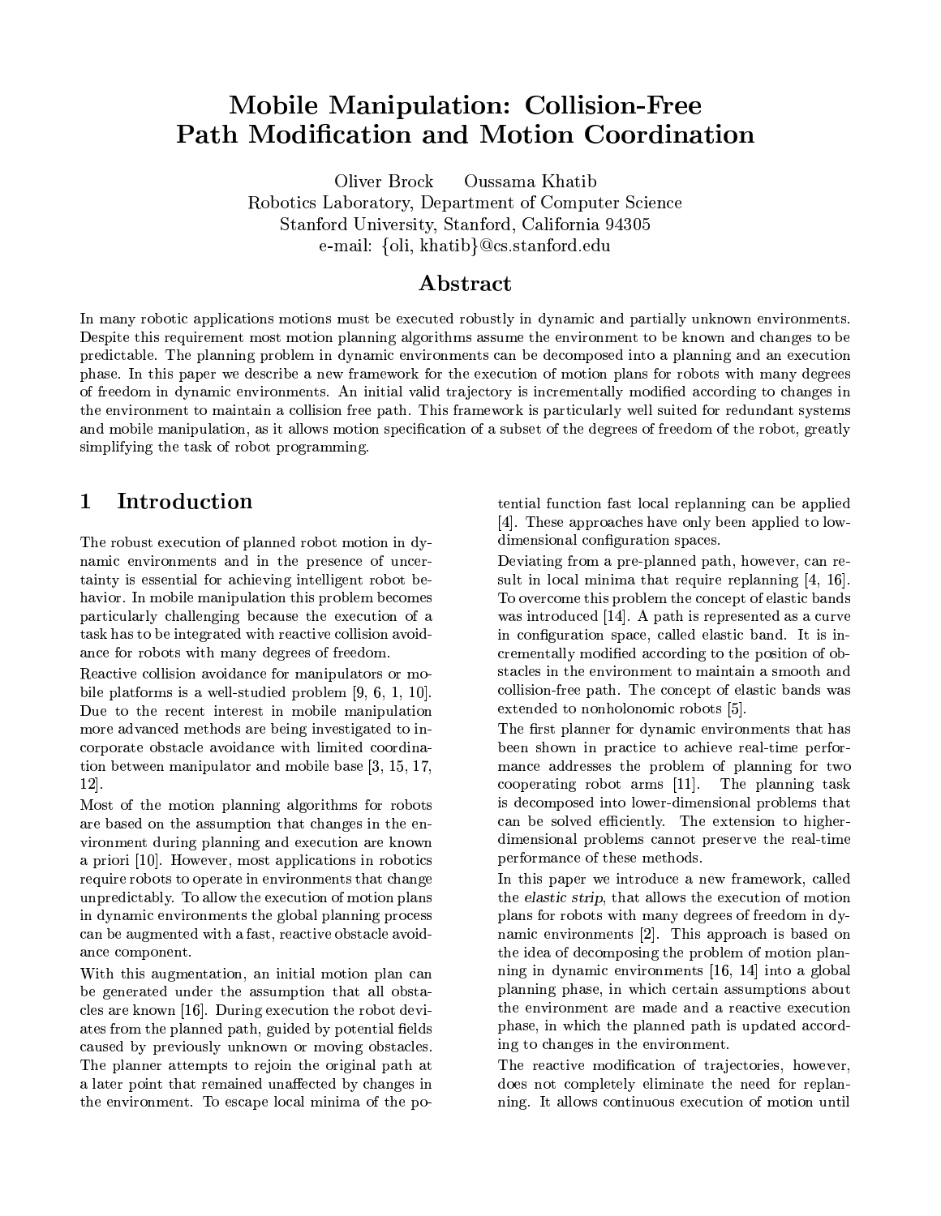# Mobile Manipulation: Collision-Free Path Modification and Motion Coordination

Oliver Brock Oussama Khatib
Robotics Laboratory, Department of Computer Science
Stanford University, Stanford, California 94305
e-mail: {oli, khatib}@cs.stanford.edu

## Abstract

In many robotic applications motions must be executed robustly in dynamic and partially unknown environments. Despite this requirement most motion planning algorithms assume the environment to be known and changes to be predictable. The planning problem in dynamic environments can be decomposed into a planning and an execution phase. In this paper we describe a new framework for the execution of motion plans for robots with many degrees of freedom in dynamic environments. An initial valid trajectory is incrementally modified according to changes in the environment to maintain a collision free path. This framework is particularly well suited for redundant systems and mobile manipulation, as it allows motion specification of a subset of the degrees of freedom of the robot, greatly simplifying the task of robot programming.

## 1 Introduction

The robust execution of planned robot motion in dynamic environments and in the presence of uncertainty is essential for achieving intelligent robot behavior. In mobile manipulation this problem becomes particularly challenging because the execution of a task has to be integrated with reactive collision avoidance for robots with many degrees of freedom.

Reactive collision avoidance for manipulators or mobile platforms is a well-studied problem [9, 6, 1, 10]. Due to the recent interest in mobile manipulation more advanced methods are being investigated to incorporate obstacle avoidance with limited coordination between manipulator and mobile base [3, 15, 17, 12].

Most of the motion planning algorithms for robots are based on the assumption that changes in the environment during planning and execution are known a priori [10]. However, most applications in robotics require robots to operate in environments that change unpredictably. To allow the execution of motion plans in dynamic environments the global planning process can be augmented with a fast, reactive obstacle avoidance component.

With this augmentation, an initial motion plan can be generated under the assumption that all obstacles are known [16]. During execution the robot deviates from the planned path, guided by potential fields caused by previously unknown or moving obstacles. The planner attempts to rejoin the original path at a later point that remained unaffected by changes in the environment. To escape local minima of the potential function fast local replanning can be applied [4]. These approaches have only been applied to low-dimensional configuration spaces.

Deviating from a pre-planned path, however, can result in local minima that require replanning [4, 16]. To overcome this problem the concept of elastic bands was introduced [14]. A path is represented as a curve in configuration space, called elastic band. It is incrementally modified according to the position of obstacles in the environment to maintain a smooth and collision-free path. The concept of elastic bands was extended to nonholonomic robots [5].

The first planner for dynamic environments that has been shown in practice to achieve real-time performance addresses the problem of planning for two cooperating robot arms [11]. The planning task is decomposed into lower-dimensional problems that can be solved efficiently. The extension to higher-dimensional problems cannot preserve the real-time performance of these methods.

In this paper we introduce a new framework, called the *elastic strip*, that allows the execution of motion plans for robots with many degrees of freedom in dynamic environments [2]. This approach is based on the idea of decomposing the problem of motion planning in dynamic environments [16, 14] into a global planning phase, in which certain assumptions about the environment are made and a reactive execution phase, in which the planned path is updated according to changes in the environment.

The reactive modification of trajectories, however, does not completely eliminate the need for replanning. It allows continuous execution of motion until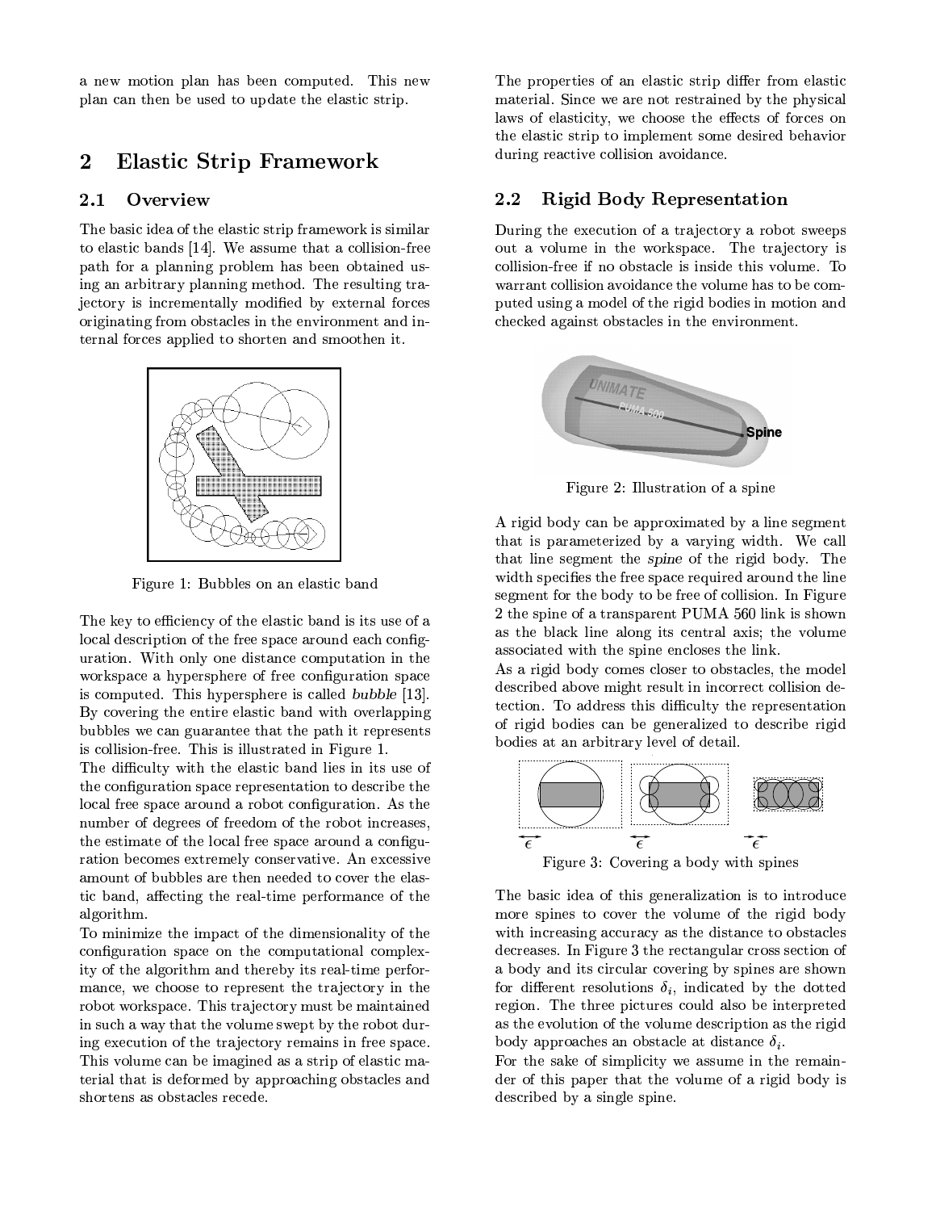a new motion plan has been computed. This new plan can then be used to update the elastic strip.

## 2 Elastic Strip Framework

### 2.1 Overview

The basic idea of the elastic strip framework is similar to elastic bands [14]. We assume that a collision-free path for a planning problem has been obtained using an arbitrary planning method. The resulting trajectory is incrementally modified by external forces originating from obstacles in the environment and internal forces applied to shorten and smoothen it.

Figure 1: Bubbles on an elastic band

The key to efficiency of the elastic band is its use of a local description of the free space around each configuration. With only one distance computation in the workspace a hypersphere of free configuration space is computed. This hypersphere is called *bubble* [13]. By covering the entire elastic band with overlapping bubbles we can guarantee that the path it represents is collision-free. This is illustrated in Figure 1.

The difficulty with the elastic band lies in its use of the configuration space representation to describe the local free space around a robot configuration. As the number of degrees of freedom of the robot increases, the estimate of the local free space around a configuration becomes extremely conservative. An excessive amount of bubbles are then needed to cover the elastic band, affecting the real-time performance of the algorithm.

To minimize the impact of the dimensionality of the configuration space on the computational complexity of the algorithm and thereby its real-time performance, we choose to represent the trajectory in the robot workspace. This trajectory must be maintained in such a way that the volume swept by the robot during execution of the trajectory remains in free space. This volume can be imagined as a strip of elastic material that is deformed by approaching obstacles and shortens as obstacles recede.

The properties of an elastic strip differ from elastic material. Since we are not restrained by the physical laws of elasticity, we choose the effects of forces on the elastic strip to implement some desired behavior during reactive collision avoidance.

### 2.2 Rigid Body Representation

During the execution of a trajectory a robot sweeps out a volume in the workspace. The trajectory is collision-free if no obstacle is inside this volume. To warrant collision avoidance the volume has to be computed using a model of the rigid bodies in motion and checked against obstacles in the environment.

Figure 2: Illustration of a spine

A rigid body can be approximated by a line segment that is parameterized by a varying width. We call that line segment the *spine* of the rigid body. The width specifies the free space required around the line segment for the body to be free of collision. In Figure 2 the spine of a transparent PUMA 560 link is shown as the black line along its central axis; the volume associated with the spine encloses the link.

As a rigid body comes closer to obstacles, the model described above might result in incorrect collision detection. To address this difficulty the representation of rigid bodies can be generalized to describe rigid bodies at an arbitrary level of detail.

Figure 3: Covering a body with spines

The basic idea of this generalization is to introduce more spines to cover the volume of the rigid body with increasing accuracy as the distance to obstacles decreases. In Figure 3 the rectangular cross section of a body and its circular covering by spines are shown for different resolutions $\delta_i$, indicated by the dotted region. The three pictures could also be interpreted as the evolution of the volume description as the rigid body approaches an obstacle at distance $\delta_i$.

For the sake of simplicity we assume in the remainder of this paper that the volume of a rigid body is described by a single spine.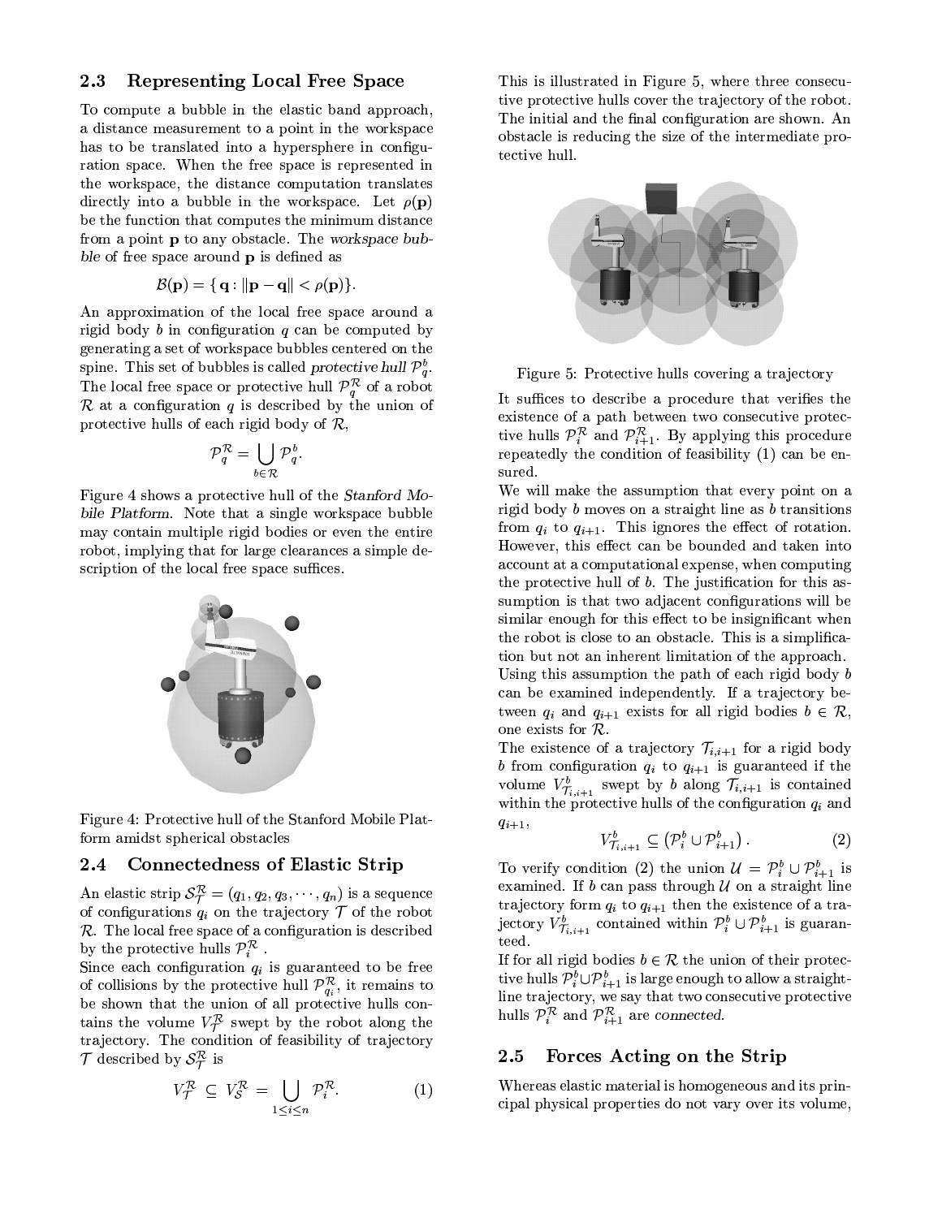## 2.3 Representing Local Free Space

To compute a bubble in the elastic band approach, a distance measurement to a point in the workspace has to be translated into a hypersphere in configuration space. When the free space is represented in the workspace, the distance computation translates directly into a bubble in the workspace. Let $\rho(\mathbf{p})$ be the function that computes the minimum distance from a point $\mathbf{p}$ to any obstacle. The *workspace bubble* of free space around $\mathbf{p}$ is defined as

$$\mathcal{B}(\mathbf{p}) = \{ \mathbf{q} : \|\mathbf{p} - \mathbf{q}\| < \rho(\mathbf{p})\}.$$

An approximation of the local free space around a rigid body $b$ in configuration $q$ can be computed by generating a set of workspace bubbles centered on the spine. This set of bubbles is called *protective hull* $\mathcal{P}_q^b$. The local free space or protective hull $\mathcal{P}_q^{\mathcal{R}}$ of a robot $\mathcal{R}$ at a configuration $q$ is described by the union of protective hulls of each rigid body of $\mathcal{R}$,

$$\mathcal{P}_q^{\mathcal{R}} = \bigcup_{b \in \mathcal{R}} \mathcal{P}_q^b.$$

Figure 4 shows a protective hull of the *Stanford Mobile Platform*. Note that a single workspace bubble may contain multiple rigid bodies or even the entire robot, implying that for large clearances a simple description of the local free space suffices.

Figure 4: Protective hull of the Stanford Mobile Platform amidst spherical obstacles

## 2.4 Connectedness of Elastic Strip

An elastic strip $\mathcal{S}_{\mathcal{T}}^{\mathcal{R}} = (q_1, q_2, q_3, \cdots, q_n)$ is a sequence of configurations $q_i$ on the trajectory $\mathcal{T}$ of the robot $\mathcal{R}$. The local free space of a configuration is described by the protective hulls $\mathcal{P}_i^{\mathcal{R}}$ .

Since each configuration $q_i$ is guaranteed to be free of collisions by the protective hull $\mathcal{P}_{q_i}^{\mathcal{R}}$, it remains to be shown that the union of all protective hulls contains the volume $V_{\mathcal{T}}^{\mathcal{R}}$ swept by the robot along the trajectory. The condition of feasibility of trajectory $\mathcal{T}$ described by $\mathcal{S}_{\mathcal{T}}^{\mathcal{R}}$ is

$$V_{\mathcal{T}}^{\mathcal{R}} \subseteq V_{\mathcal{S}}^{\mathcal{R}} = \bigcup_{1 \le i \le n} \mathcal{P}_i^{\mathcal{R}}. \qquad (1)$$

This is illustrated in Figure 5, where three consecutive protective hulls cover the trajectory of the robot. The initial and the final configuration are shown. An obstacle is reducing the size of the intermediate protective hull.

Figure 5: Protective hulls covering a trajectory

It suffices to describe a procedure that verifies the existence of a path between two consecutive protective hulls $\mathcal{P}_i^{\mathcal{R}}$ and $\mathcal{P}_{i+1}^{\mathcal{R}}$. By applying this procedure repeatedly the condition of feasibility (1) can be ensured.

We will make the assumption that every point on a rigid body $b$ moves on a straight line as $b$ transitions from $q_i$ to $q_{i+1}$. This ignores the effect of rotation. However, this effect can be bounded and taken into account at a computational expense, when computing the protective hull of $b$. The justification for this assumption is that two adjacent configurations will be similar enough for this effect to be insignificant when the robot is close to an obstacle. This is a simplification but not an inherent limitation of the approach.

Using this assumption the path of each rigid body $b$ can be examined independently. If a trajectory between $q_i$ and $q_{i+1}$ exists for all rigid bodies $b \in \mathcal{R}$, one exists for $\mathcal{R}$.

The existence of a trajectory $\mathcal{T}_{i,i+1}$ for a rigid body $b$ from configuration $q_i$ to $q_{i+1}$ is guaranteed if the volume $V_{\mathcal{T}_{i,i+1}}^b$ swept by $b$ along $\mathcal{T}_{i,i+1}$ is contained within the protective hulls of the configuration $q_i$ and $q_{i+1}$,

$$V_{\mathcal{T}_{i,i+1}}^b \subseteq \left(\mathcal{P}_i^b \cup \mathcal{P}_{i+1}^b\right). \qquad (2)$$

To verify condition (2) the union $\mathcal{U} = \mathcal{P}_i^b \cup \mathcal{P}_{i+1}^b$ is examined. If $b$ can pass through $\mathcal{U}$ on a straight line trajectory form $q_i$ to $q_{i+1}$ then the existence of a trajectory $V_{\mathcal{T}_{i,i+1}}^b$ contained within $\mathcal{P}_i^b \cup \mathcal{P}_{i+1}^b$ is guaranteed.

If for all rigid bodies $b \in \mathcal{R}$ the union of their protective hulls $\mathcal{P}_i^b \cup \mathcal{P}_{i+1}^b$ is large enough to allow a straight-line trajectory, we say that two consecutive protective hulls $\mathcal{P}_i^{\mathcal{R}}$ and $\mathcal{P}_{i+1}^{\mathcal{R}}$ are *connected*.

## 2.5 Forces Acting on the Strip

Whereas elastic material is homogeneous and its principal physical properties do not vary over its volume,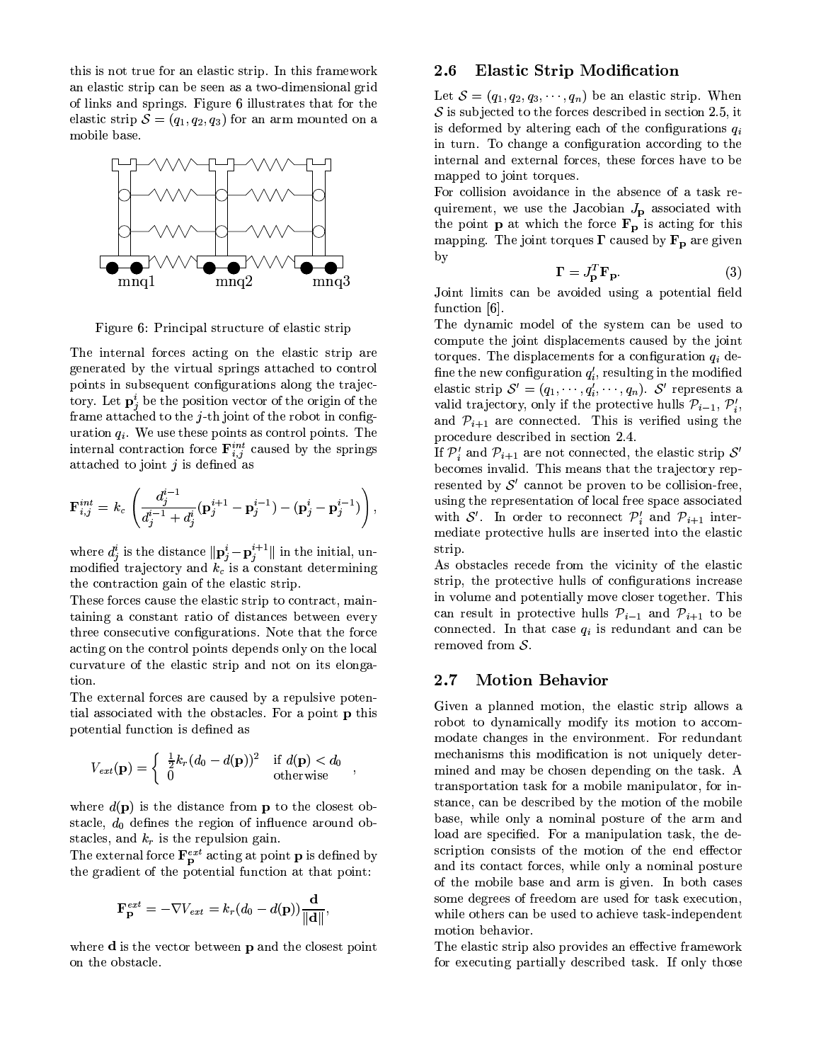this is not true for an elastic strip. In this framework an elastic strip can be seen as a two-dimensional grid of links and springs. Figure 6 illustrates that for the elastic strip $\mathcal{S} = (q_1, q_2, q_3)$ for an arm mounted on a mobile base.

Figure 6: Principal structure of elastic strip

The internal forces acting on the elastic strip are generated by the virtual springs attached to control points in subsequent configurations along the trajectory. Let $\mathbf{p}_j^i$ be the position vector of the origin of the frame attached to the $j$-th joint of the robot in configuration $q_i$. We use these points as control points. The internal contraction force $\mathbf{F}_{i,j}^{int}$ caused by the springs attached to joint $j$ is defined as

$$\mathbf{F}_{i,j}^{int} = k_c \left( \frac{d_j^{i-1}}{d_j^{i-1} + d_j^i} (\mathbf{p}_j^{i+1} - \mathbf{p}_j^{i-1}) - (\mathbf{p}_j^i - \mathbf{p}_j^{i-1}) \right),$$

where $d_j^i$ is the distance $\|\mathbf{p}_j^i - \mathbf{p}_j^{i+1}\|$ in the initial, unmodified trajectory and $k_c$ is a constant determining the contraction gain of the elastic strip.

These forces cause the elastic strip to contract, maintaining a constant ratio of distances between every three consecutive configurations. Note that the force acting on the control points depends only on the local curvature of the elastic strip and not on its elongation.

The external forces are caused by a repulsive potential associated with the obstacles. For a point $\mathbf{p}$ this potential function is defined as

$$V_{ext}(\mathbf{p}) = \begin{cases} \frac{1}{2} k_r (d_0 - d(\mathbf{p}))^2 & \text{if } d(\mathbf{p}) < d_0 \\ 0 & \text{otherwise} \end{cases},$$

where $d(\mathbf{p})$ is the distance from $\mathbf{p}$ to the closest obstacle, $d_0$ defines the region of influence around obstacles, and $k_r$ is the repulsion gain.

The external force $\mathbf{F}_{\mathbf{p}}^{ext}$ acting at point $\mathbf{p}$ is defined by the gradient of the potential function at that point:

$$\mathbf{F}_{\mathbf{p}}^{ext} = -\nabla V_{ext} = k_r (d_0 - d(\mathbf{p})) \frac{\mathbf{d}}{\|\mathbf{d}\|},$$

where $\mathbf{d}$ is the vector between $\mathbf{p}$ and the closest point on the obstacle.

## 2.6 Elastic Strip Modification

Let $\mathcal{S} = (q_1, q_2, q_3, \cdots, q_n)$ be an elastic strip. When $\mathcal{S}$ is subjected to the forces described in section 2.5, it is deformed by altering each of the configurations $q_i$ in turn. To change a configuration according to the internal and external forces, these forces have to be mapped to joint torques.

For collision avoidance in the absence of a task requirement, we use the Jacobian $J_{\mathbf{p}}$ associated with the point $\mathbf{p}$ at which the force $\mathbf{F}_{\mathbf{p}}$ is acting for this mapping. The joint torques $\mathbf{\Gamma}$ caused by $\mathbf{F}_{\mathbf{p}}$ are given by

$$\mathbf{\Gamma} = J_{\mathbf{p}}^T \mathbf{F}_{\mathbf{p}}. \tag{3}$$

Joint limits can be avoided using a potential field function [6].

The dynamic model of the system can be used to compute the joint displacements caused by the joint torques. The displacements for a configuration $q_i$ define the new configuration $q_i'$, resulting in the modified elastic strip $\mathcal{S}' = (q_1, \cdots, q_i', \cdots, q_n)$. $\mathcal{S}'$ represents a valid trajectory, only if the protective hulls $\mathcal{P}_{i-1}$, $\mathcal{P}_i'$, and $\mathcal{P}_{i+1}$ are connected. This is verified using the procedure described in section 2.4.

If $\mathcal{P}_i'$ and $\mathcal{P}_{i+1}$ are not connected, the elastic strip $\mathcal{S}'$ becomes invalid. This means that the trajectory represented by $\mathcal{S}'$ cannot be proven to be collision-free, using the representation of local free space associated with $\mathcal{S}'$. In order to reconnect $\mathcal{P}_i'$ and $\mathcal{P}_{i+1}$ intermediate protective hulls are inserted into the elastic strip.

As obstacles recede from the vicinity of the elastic strip, the protective hulls of configurations increase in volume and potentially move closer together. This can result in protective hulls $\mathcal{P}_{i-1}$ and $\mathcal{P}_{i+1}$ to be connected. In that case $q_i$ is redundant and can be removed from $\mathcal{S}$.

## 2.7 Motion Behavior

Given a planned motion, the elastic strip allows a robot to dynamically modify its motion to accommodate changes in the environment. For redundant mechanisms this modification is not uniquely determined and may be chosen depending on the task. A transportation task for a mobile manipulator, for instance, can be described by the motion of the mobile base, while only a nominal posture of the arm and load are specified. For a manipulation task, the description consists of the motion of the end effector and its contact forces, while only a nominal posture of the mobile base and arm is given. In both cases some degrees of freedom are used for task execution, while others can be used to achieve task-independent motion behavior.

The elastic strip also provides an effective framework for executing partially described task. If only those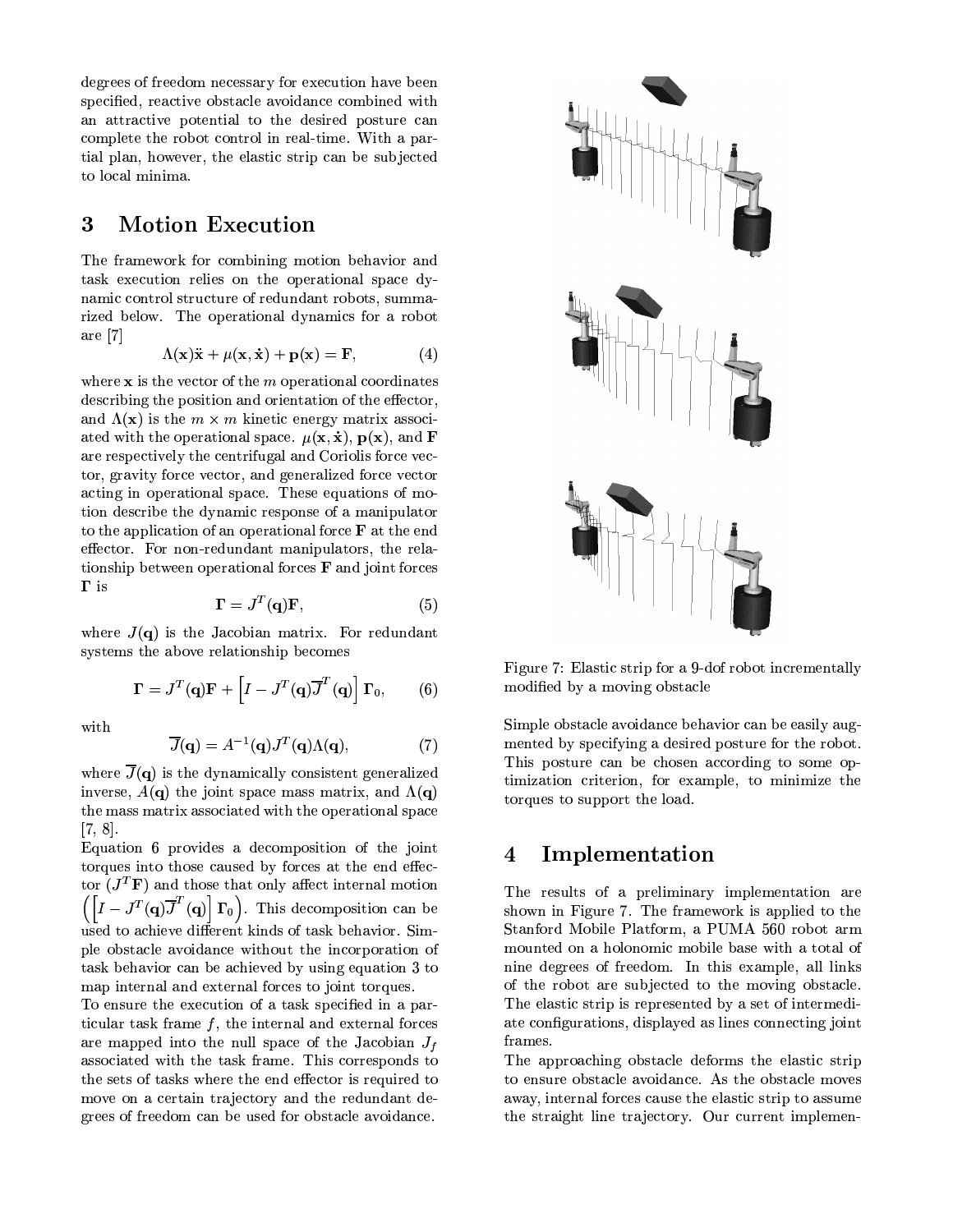degrees of freedom necessary for execution have been specified, reactive obstacle avoidance combined with an attractive potential to the desired posture can complete the robot control in real-time. With a partial plan, however, the elastic strip can be subjected to local minima.

## 3 Motion Execution

The framework for combining motion behavior and task execution relies on the operational space dynamic control structure of redundant robots, summarized below. The operational dynamics for a robot are [7]

$$\Lambda(\mathbf{x})\ddot{\mathbf{x}} + \mu(\mathbf{x}, \dot{\mathbf{x}}) + \mathbf{p}(\mathbf{x}) = \mathbf{F}, \tag{4}$$

where $\mathbf{x}$ is the vector of the $m$ operational coordinates describing the position and orientation of the effector, and $\Lambda(\mathbf{x})$ is the $m \times m$ kinetic energy matrix associated with the operational space. $\mu(\mathbf{x}, \dot{\mathbf{x}})$, $\mathbf{p}(\mathbf{x})$, and $\mathbf{F}$ are respectively the centrifugal and Coriolis force vector, gravity force vector, and generalized force vector acting in operational space. These equations of motion describe the dynamic response of a manipulator to the application of an operational force $\mathbf{F}$ at the end effector. For non-redundant manipulators, the relationship between operational forces $\mathbf{F}$ and joint forces $\mathbf{\Gamma}$ is

$$\mathbf{\Gamma} = J^T(\mathbf{q})\mathbf{F}, \tag{5}$$

where $J(\mathbf{q})$ is the Jacobian matrix. For redundant systems the above relationship becomes

$$\mathbf{\Gamma} = J^T(\mathbf{q})\mathbf{F} + \left[I - J^T(\mathbf{q})\overline{J}^T(\mathbf{q})\right]\mathbf{\Gamma}_0, \tag{6}$$

with

$$\overline{J}(\mathbf{q}) = A^{-1}(\mathbf{q})J^T(\mathbf{q})\Lambda(\mathbf{q}), \tag{7}$$

where $\overline{J}(\mathbf{q})$ is the dynamically consistent generalized inverse, $A(\mathbf{q})$ the joint space mass matrix, and $\Lambda(\mathbf{q})$ the mass matrix associated with the operational space [7, 8].

Equation 6 provides a decomposition of the joint torques into those caused by forces at the end effector ($J^T\mathbf{F}$) and those that only affect internal motion $\left(\left[I - J^T(\mathbf{q})\overline{J}^T(\mathbf{q})\right]\mathbf{\Gamma}_0\right)$. This decomposition can be used to achieve different kinds of task behavior. Simple obstacle avoidance without the incorporation of task behavior can be achieved by using equation 3 to map internal and external forces to joint torques.

To ensure the execution of a task specified in a particular task frame $f$, the internal and external forces are mapped into the null space of the Jacobian $J_f$ associated with the task frame. This corresponds to the sets of tasks where the end effector is required to move on a certain trajectory and the redundant degrees of freedom can be used for obstacle avoidance.

Figure 7: Elastic strip for a 9-dof robot incrementally modified by a moving obstacle

Simple obstacle avoidance behavior can be easily augmented by specifying a desired posture for the robot. This posture can be chosen according to some optimization criterion, for example, to minimize the torques to support the load.

## 4 Implementation

The results of a preliminary implementation are shown in Figure 7. The framework is applied to the Stanford Mobile Platform, a PUMA 560 robot arm mounted on a holonomic mobile base with a total of nine degrees of freedom. In this example, all links of the robot are subjected to the moving obstacle. The elastic strip is represented by a set of intermediate configurations, displayed as lines connecting joint frames.

The approaching obstacle deforms the elastic strip to ensure obstacle avoidance. As the obstacle moves away, internal forces cause the elastic strip to assume the straight line trajectory. Our current implemen-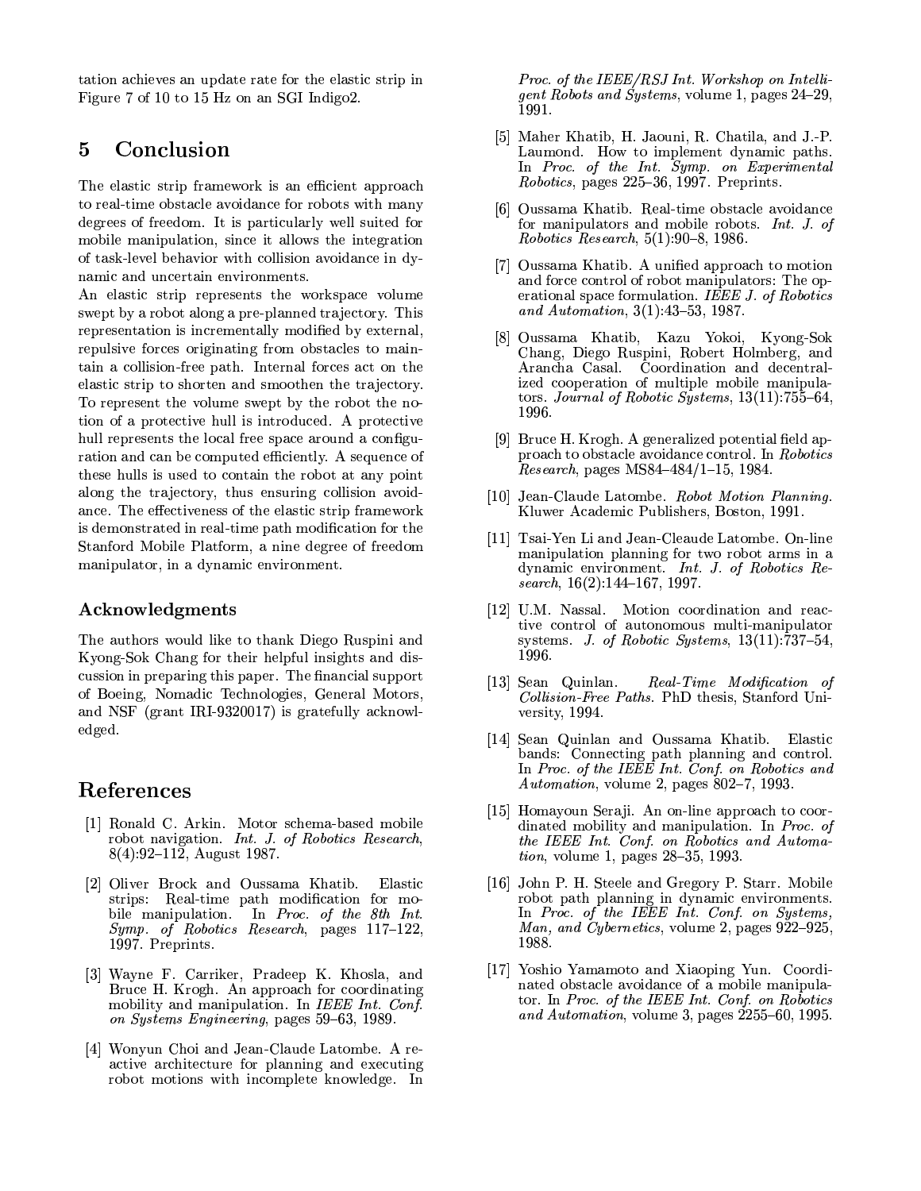tation achieves an update rate for the elastic strip in Figure 7 of 10 to 15 Hz on an SGI Indigo2.

## 5 Conclusion

The elastic strip framework is an efficient approach to real-time obstacle avoidance for robots with many degrees of freedom. It is particularly well suited for mobile manipulation, since it allows the integration of task-level behavior with collision avoidance in dynamic and uncertain environments.

An elastic strip represents the workspace volume swept by a robot along a pre-planned trajectory. This representation is incrementally modified by external, repulsive forces originating from obstacles to maintain a collision-free path. Internal forces act on the elastic strip to shorten and smoothen the trajectory. To represent the volume swept by the robot the notion of a protective hull is introduced. A protective hull represents the local free space around a configuration and can be computed efficiently. A sequence of these hulls is used to contain the robot at any point along the trajectory, thus ensuring collision avoidance. The effectiveness of the elastic strip framework is demonstrated in real-time path modification for the Stanford Mobile Platform, a nine degree of freedom manipulator, in a dynamic environment.

### Acknowledgments

The authors would like to thank Diego Ruspini and Kyong-Sok Chang for their helpful insights and discussion in preparing this paper. The financial support of Boeing, Nomadic Technologies, General Motors, and NSF (grant IRI-9320017) is gratefully acknowledged.

## References

[1] Ronald C. Arkin. Motor schema-based mobile robot navigation. *Int. J. of Robotics Research*, 8(4):92–112, August 1987.

[2] Oliver Brock and Oussama Khatib. Elastic strips: Real-time path modification for mobile manipulation. In *Proc. of the 8th Int. Symp. of Robotics Research*, pages 117–122, 1997. Preprints.

[3] Wayne F. Carriker, Pradeep K. Khosla, and Bruce H. Krogh. An approach for coordinating mobility and manipulation. In *IEEE Int. Conf. on Systems Engineering*, pages 59–63, 1989.

[4] Wonyun Choi and Jean-Claude Latombe. A reactive architecture for planning and executing robot motions with incomplete knowledge. In *Proc. of the IEEE/RSJ Int. Workshop on Intelligent Robots and Systems*, volume 1, pages 24–29, 1991.

[5] Maher Khatib, H. Jaouni, R. Chatila, and J.-P. Laumond. How to implement dynamic paths. In *Proc. of the Int. Symp. on Experimental Robotics*, pages 225–36, 1997. Preprints.

[6] Oussama Khatib. Real-time obstacle avoidance for manipulators and mobile robots. *Int. J. of Robotics Research*, 5(1):90–8, 1986.

[7] Oussama Khatib. A unified approach to motion and force control of robot manipulators: The operational space formulation. *IEEE J. of Robotics and Automation*, 3(1):43–53, 1987.

[8] Oussama Khatib, Kazu Yokoi, Kyong-Sok Chang, Diego Ruspini, Robert Holmberg, and Arancha Casal. Coordination and decentralized cooperation of multiple mobile manipulators. *Journal of Robotic Systems*, 13(11):755–64, 1996.

[9] Bruce H. Krogh. A generalized potential field approach to obstacle avoidance control. In *Robotics Research*, pages MS84–484/1–15, 1984.

[10] Jean-Claude Latombe. *Robot Motion Planning.* Kluwer Academic Publishers, Boston, 1991.

[11] Tsai-Yen Li and Jean-Cleaude Latombe. On-line manipulation planning for two robot arms in a dynamic environment. *Int. J. of Robotics Research*, 16(2):144–167, 1997.

[12] U.M. Nassal. Motion coordination and reactive control of autonomous multi-manipulator systems. *J. of Robotic Systems*, 13(11):737–54, 1996.

[13] Sean Quinlan. *Real-Time Modification of Collision-Free Paths.* PhD thesis, Stanford University, 1994.

[14] Sean Quinlan and Oussama Khatib. Elastic bands: Connecting path planning and control. In *Proc. of the IEEE Int. Conf. on Robotics and Automation*, volume 2, pages 802–7, 1993.

[15] Homayoun Seraji. An on-line approach to coordinated mobility and manipulation. In *Proc. of the IEEE Int. Conf. on Robotics and Automation*, volume 1, pages 28–35, 1993.

[16] John P. H. Steele and Gregory P. Starr. Mobile robot path planning in dynamic environments. In *Proc. of the IEEE Int. Conf. on Systems, Man, and Cybernetics*, volume 2, pages 922–925, 1988.

[17] Yoshio Yamamoto and Xiaoping Yun. Coordinated obstacle avoidance of a mobile manipulator. In *Proc. of the IEEE Int. Conf. on Robotics and Automation*, volume 3, pages 2255–60, 1995.